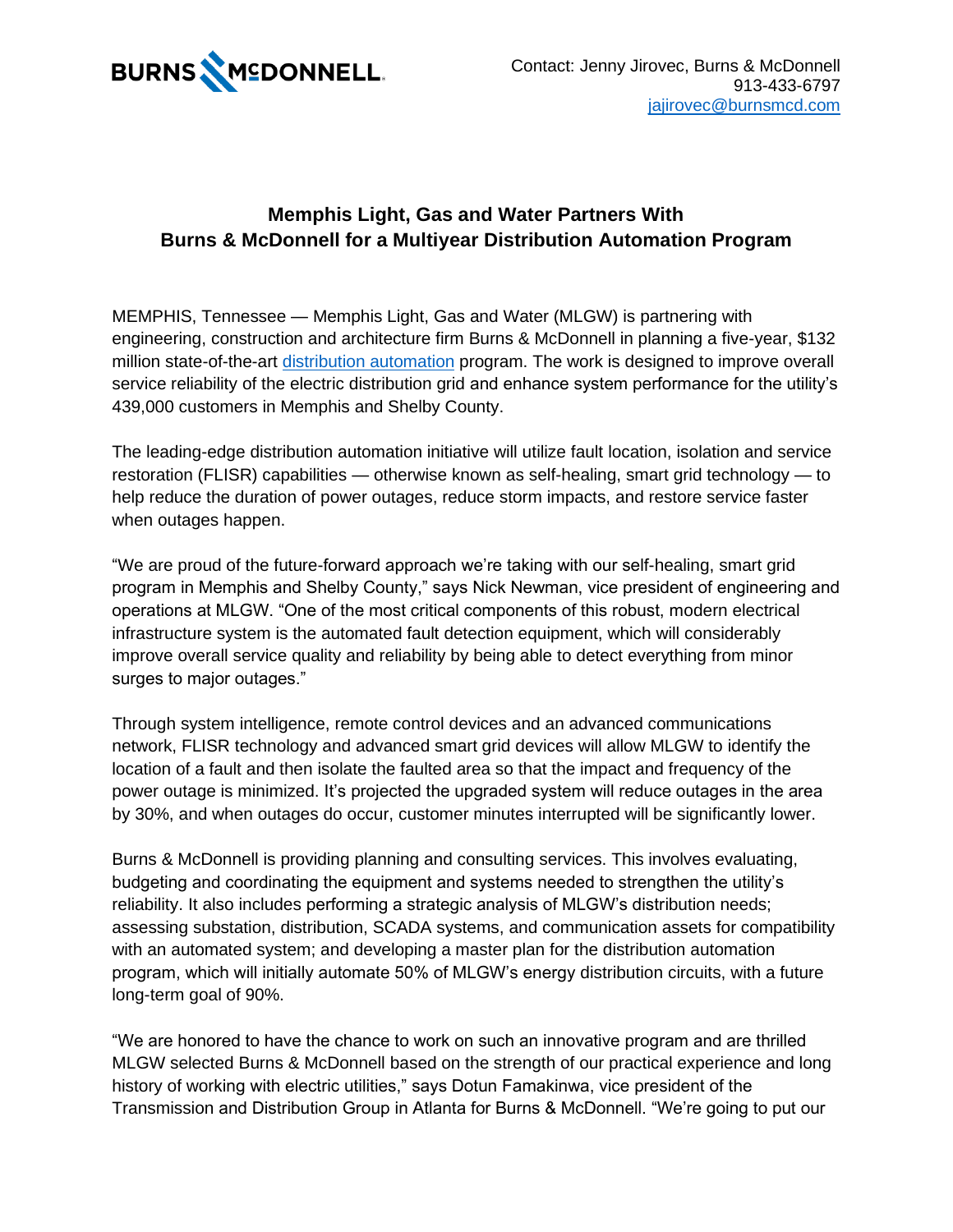BURNS & McDONNELL

Contact: Jenny Jirovec, Burns & McDonnell
913-433-6797
jajirovec@burnsmcd.com

## Memphis Light, Gas and Water Partners With Burns & McDonnell for a Multiyear Distribution Automation Program

MEMPHIS, Tennessee — Memphis Light, Gas and Water (MLGW) is partnering with engineering, construction and architecture firm Burns & McDonnell in planning a five-year, $132 million state-of-the-art distribution automation program. The work is designed to improve overall service reliability of the electric distribution grid and enhance system performance for the utility's 439,000 customers in Memphis and Shelby County.

The leading-edge distribution automation initiative will utilize fault location, isolation and service restoration (FLISR) capabilities — otherwise known as self-healing, smart grid technology — to help reduce the duration of power outages, reduce storm impacts, and restore service faster when outages happen.

"We are proud of the future-forward approach we're taking with our self-healing, smart grid program in Memphis and Shelby County," says Nick Newman, vice president of engineering and operations at MLGW. "One of the most critical components of this robust, modern electrical infrastructure system is the automated fault detection equipment, which will considerably improve overall service quality and reliability by being able to detect everything from minor surges to major outages."

Through system intelligence, remote control devices and an advanced communications network, FLISR technology and advanced smart grid devices will allow MLGW to identify the location of a fault and then isolate the faulted area so that the impact and frequency of the power outage is minimized. It's projected the upgraded system will reduce outages in the area by 30%, and when outages do occur, customer minutes interrupted will be significantly lower.

Burns & McDonnell is providing planning and consulting services. This involves evaluating, budgeting and coordinating the equipment and systems needed to strengthen the utility's reliability. It also includes performing a strategic analysis of MLGW's distribution needs; assessing substation, distribution, SCADA systems, and communication assets for compatibility with an automated system; and developing a master plan for the distribution automation program, which will initially automate 50% of MLGW's energy distribution circuits, with a future long-term goal of 90%.

"We are honored to have the chance to work on such an innovative program and are thrilled MLGW selected Burns & McDonnell based on the strength of our practical experience and long history of working with electric utilities," says Dotun Famakinwa, vice president of the Transmission and Distribution Group in Atlanta for Burns & McDonnell. "We're going to put our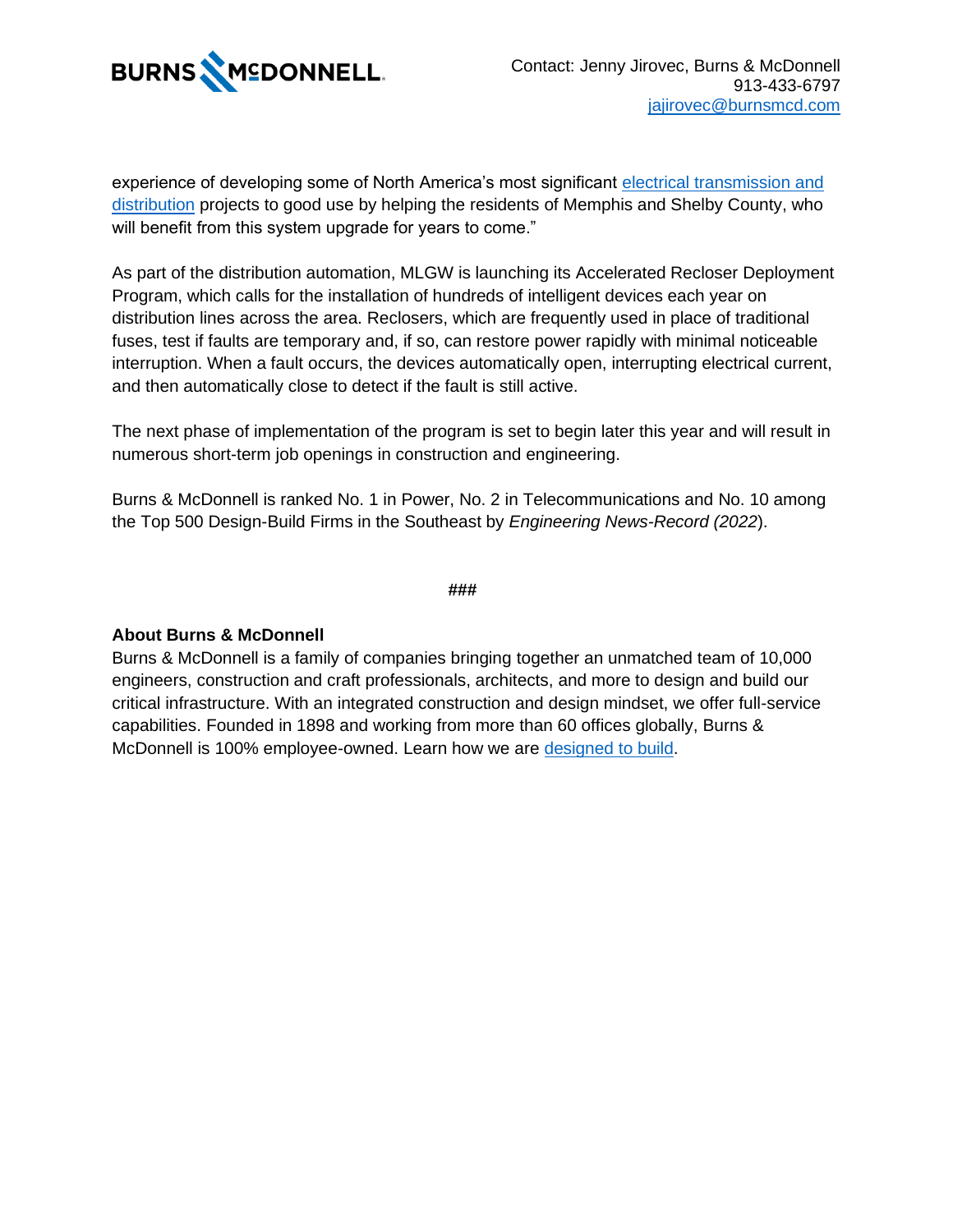experience of developing some of North America's most significant electrical transmission and distribution projects to good use by helping the residents of Memphis and Shelby County, who will benefit from this system upgrade for years to come."

As part of the distribution automation, MLGW is launching its Accelerated Recloser Deployment Program, which calls for the installation of hundreds of intelligent devices each year on distribution lines across the area. Reclosers, which are frequently used in place of traditional fuses, test if faults are temporary and, if so, can restore power rapidly with minimal noticeable interruption. When a fault occurs, the devices automatically open, interrupting electrical current, and then automatically close to detect if the fault is still active.

The next phase of implementation of the program is set to begin later this year and will result in numerous short-term job openings in construction and engineering.

Burns & McDonnell is ranked No. 1 in Power, No. 2 in Telecommunications and No. 10 among the Top 500 Design-Build Firms in the Southeast by *Engineering News-Record (2022*).

###

**About Burns & McDonnell**

Burns & McDonnell is a family of companies bringing together an unmatched team of 10,000 engineers, construction and craft professionals, architects, and more to design and build our critical infrastructure. With an integrated construction and design mindset, we offer full-service capabilities. Founded in 1898 and working from more than 60 offices globally, Burns & McDonnell is 100% employee-owned. Learn how we are designed to build.